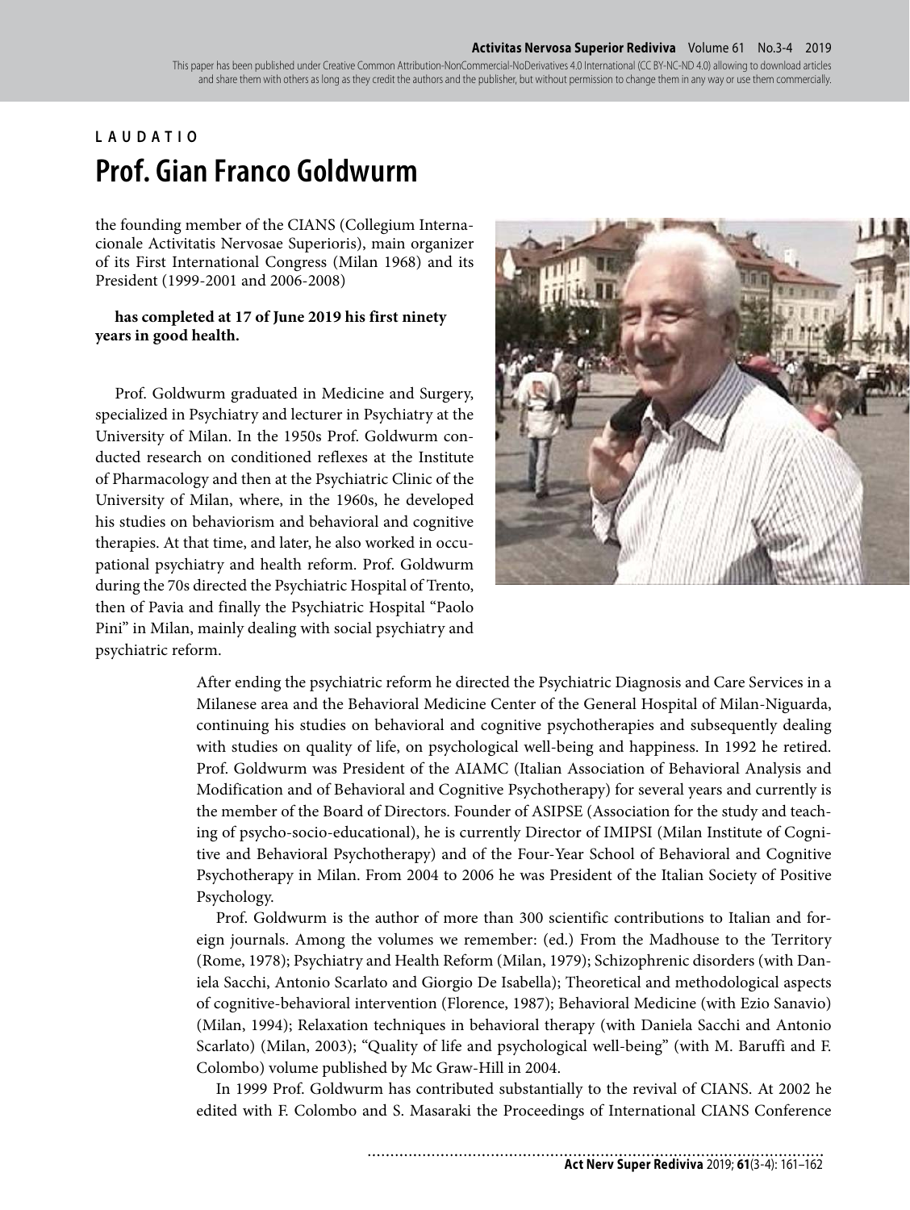LAUDATIO

# Prof. Gian Franco Goldwurm

the founding member of the CIANS (Collegium Internacionale Activitatis Nervosae Superioris), main organizer of its First International Congress (Milan 1968) and its President (1999-2001 and 2006-2008)

**has completed at 17 of June 2019 his first ninety years in good health.**

Prof. Goldwurm graduated in Medicine and Surgery, specialized in Psychiatry and lecturer in Psychiatry at the University of Milan. In the 1950s Prof. Goldwurm conducted research on conditioned reflexes at the Institute of Pharmacology and then at the Psychiatric Clinic of the University of Milan, where, in the 1960s, he developed his studies on behaviorism and behavioral and cognitive therapies. At that time, and later, he also worked in occupational psychiatry and health reform. Prof. Goldwurm during the 70s directed the Psychiatric Hospital of Trento, then of Pavia and finally the Psychiatric Hospital "Paolo Pini" in Milan, mainly dealing with social psychiatry and psychiatric reform.

After ending the psychiatric reform he directed the Psychiatric Diagnosis and Care Services in a Milanese area and the Behavioral Medicine Center of the General Hospital of Milan-Niguarda, continuing his studies on behavioral and cognitive psychotherapies and subsequently dealing with studies on quality of life, on psychological well-being and happiness. In 1992 he retired. Prof. Goldwurm was President of the AIAMC (Italian Association of Behavioral Analysis and Modification and of Behavioral and Cognitive Psychotherapy) for several years and currently is the member of the Board of Directors. Founder of ASIPSE (Association for the study and teaching of psycho-socio-educational), he is currently Director of IMIPSI (Milan Institute of Cognitive and Behavioral Psychotherapy) and of the Four-Year School of Behavioral and Cognitive Psychotherapy in Milan. From 2004 to 2006 he was President of the Italian Society of Positive Psychology.

Prof. Goldwurm is the author of more than 300 scientific contributions to Italian and foreign journals. Among the volumes we remember: (ed.) From the Madhouse to the Territory (Rome, 1978); Psychiatry and Health Reform (Milan, 1979); Schizophrenic disorders (with Daniela Sacchi, Antonio Scarlato and Giorgio De Isabella); Theoretical and methodological aspects of cognitive-behavioral intervention (Florence, 1987); Behavioral Medicine (with Ezio Sanavio) (Milan, 1994); Relaxation techniques in behavioral therapy (with Daniela Sacchi and Antonio Scarlato) (Milan, 2003); "Quality of life and psychological well-being" (with M. Baruffi and F. Colombo) volume published by Mc Graw-Hill in 2004.

In 1999 Prof. Goldwurm has contributed substantially to the revival of CIANS. At 2002 he edited with F. Colombo and S. Masaraki the Proceedings of International CIANS Conference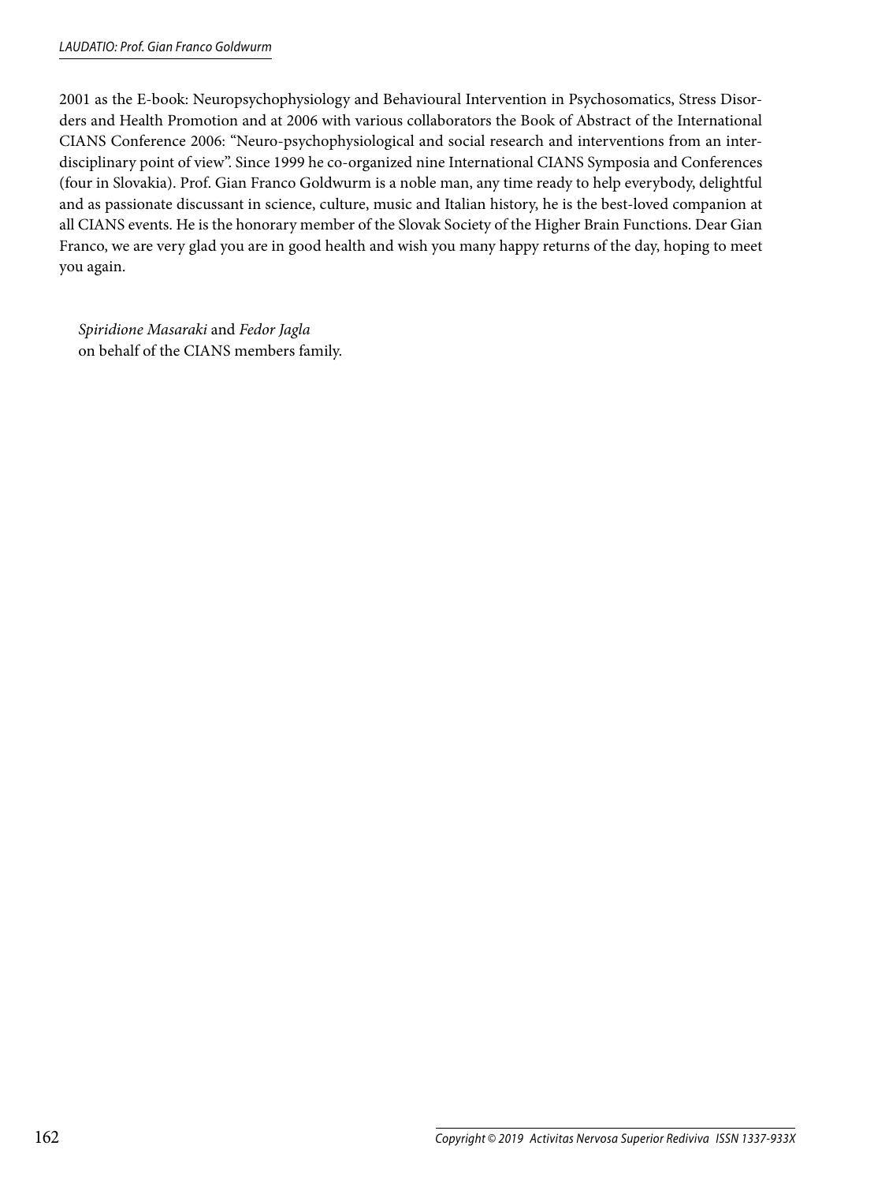2001 as the E-book: Neuropsychophysiology and Behavioural Intervention in Psychosomatics, Stress Disorders and Health Promotion and at 2006 with various collaborators the Book of Abstract of the International CIANS Conference 2006: “Neuro-psychophysiological and social research and interventions from an interdisciplinary point of view”. Since 1999 he co-organized nine International CIANS Symposia and Conferences (four in Slovakia). Prof. Gian Franco Goldwurm is a noble man, any time ready to help everybody, delightful and as passionate discussant in science, culture, music and Italian history, he is the best-loved companion at all CIANS events. He is the honorary member of the Slovak Society of the Higher Brain Functions. Dear Gian Franco, we are very glad you are in good health and wish you many happy returns of the day, hoping to meet you again.

*Spiridione Masaraki* and *Fedor Jagla*
on behalf of the CIANS members family.